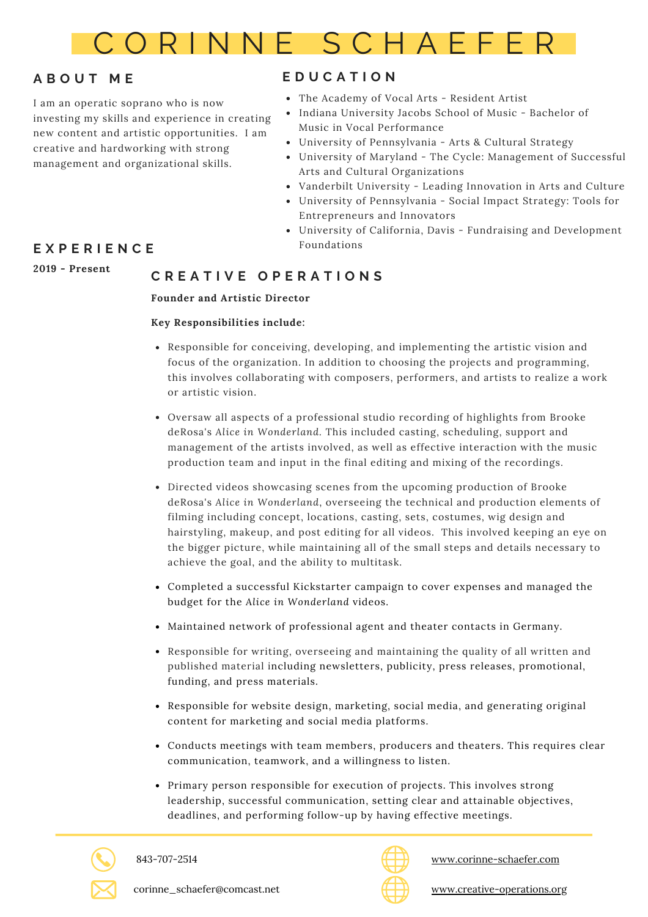# CORINNE SCHAEFER

## ABOUT ME

I am an operatic soprano who is now investing my skills and experience in creating new content and artistic opportunities. I am creative and hardworking with strong management and organizational skills.

## EDUCATION

- The Academy of Vocal Arts - Resident Artist
- Indiana University Jacobs School of Music - Bachelor of Music in Vocal Performance
- University of Pennsylvania - Arts & Cultural Strategy
- University of Maryland - The Cycle: Management of Successful Arts and Cultural Organizations
- Vanderbilt University - Leading Innovation in Arts and Culture
- University of Pennsylvania - Social Impact Strategy: Tools for Entrepreneurs and Innovators
- University of California, Davis - Fundraising and Development Foundations

## EXPERIENCE

**2019 - Present**

### CREATIVE OPERATIONS

**Founder and Artistic Director**

**Key Responsibilities include:**

- Responsible for conceiving, developing, and implementing the artistic vision and focus of the organization. In addition to choosing the projects and programming, this involves collaborating with composers, performers, and artists to realize a work or artistic vision.
- Oversaw all aspects of a professional studio recording of highlights from Brooke deRosa's *Alice in Wonderland*. This included casting, scheduling, support and management of the artists involved, as well as effective interaction with the music production team and input in the final editing and mixing of the recordings.
- Directed videos showcasing scenes from the upcoming production of Brooke deRosa's *Alice in Wonderland*, overseeing the technical and production elements of filming including concept, locations, casting, sets, costumes, wig design and hairstyling, makeup, and post editing for all videos. This involved keeping an eye on the bigger picture, while maintaining all of the small steps and details necessary to achieve the goal, and the ability to multitask.
- Completed a successful Kickstarter campaign to cover expenses and managed the budget for the *Alice in Wonderland* videos.
- Maintained network of professional agent and theater contacts in Germany.
- Responsible for writing, overseeing and maintaining the quality of all written and published material including newsletters, publicity, press releases, promotional, funding, and press materials.
- Responsible for website design, marketing, social media, and generating original content for marketing and social media platforms.
- Conducts meetings with team members, producers and theaters. This requires clear communication, teamwork, and a willingness to listen.
- Primary person responsible for execution of projects. This involves strong leadership, successful communication, setting clear and attainable objectives, deadlines, and performing follow-up by having effective meetings.

843-707-2514

corinne_schaefer@comcast.net

www.corinne-schaefer.com

www.creative-operations.org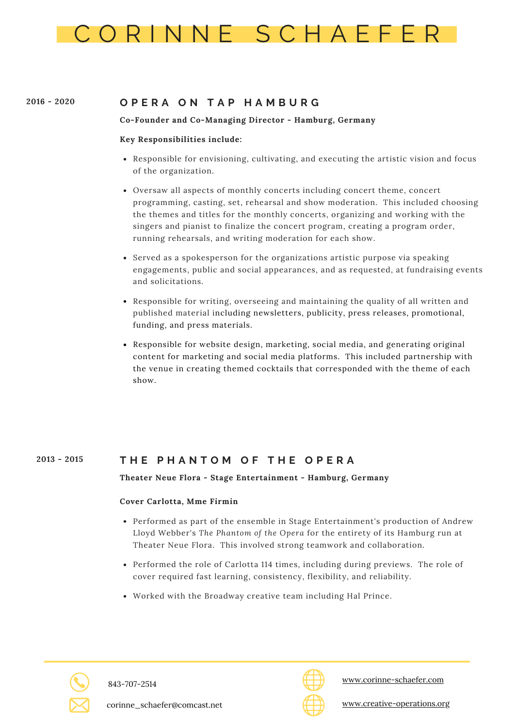# CORINNE SCHAEFER

2016 - 2020

## OPERA ON TAP HAMBURG

**Co-Founder and Co-Managing Director - Hamburg, Germany**

**Key Responsibilities include:**

- Responsible for envisioning, cultivating, and executing the artistic vision and focus of the organization.
- Oversaw all aspects of monthly concerts including concert theme, concert programming, casting, set, rehearsal and show moderation. This included choosing the themes and titles for the monthly concerts, organizing and working with the singers and pianist to finalize the concert program, creating a program order, running rehearsals, and writing moderation for each show.
- Served as a spokesperson for the organizations artistic purpose via speaking engagements, public and social appearances, and as requested, at fundraising events and solicitations.
- Responsible for writing, overseeing and maintaining the quality of all written and published material including newsletters, publicity, press releases, promotional, funding, and press materials.
- Responsible for website design, marketing, social media, and generating original content for marketing and social media platforms. This included partnership with the venue in creating themed cocktails that corresponded with the theme of each show.

2013 - 2015

## THE PHANTOM OF THE OPERA

**Theater Neue Flora - Stage Entertainment - Hamburg, Germany**

**Cover Carlotta, Mme Firmin**

- Performed as part of the ensemble in Stage Entertainment's production of Andrew Lloyd Webber's *The Phantom of the Opera* for the entirety of its Hamburg run at Theater Neue Flora. This involved strong teamwork and collaboration.
- Performed the role of Carlotta 114 times, including during previews. The role of cover required fast learning, consistency, flexibility, and reliability.
- Worked with the Broadway creative team including Hal Prince.

843-707-2514

corinne_schaefer@comcast.net

www.corinne-schaefer.com

www.creative-operations.org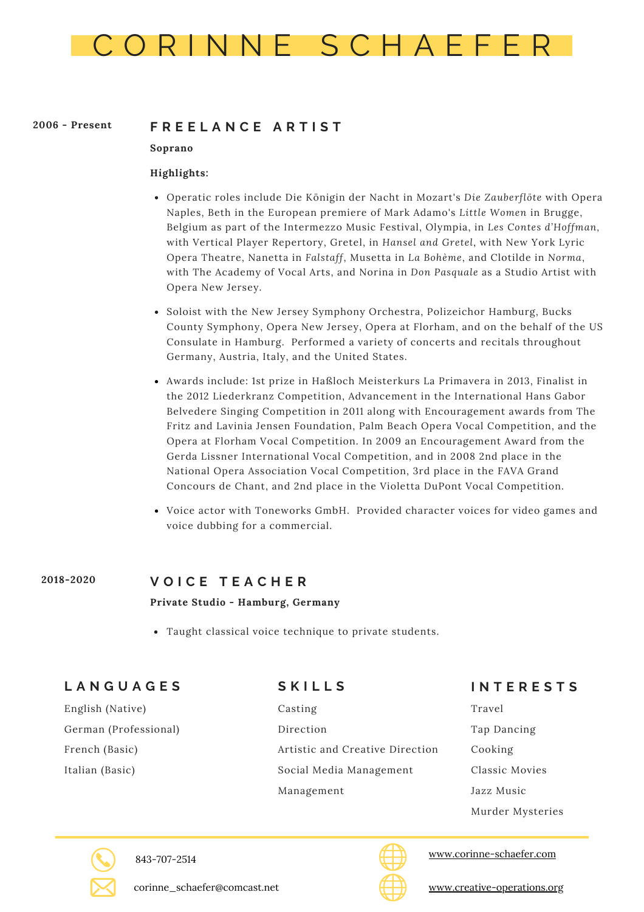# CORINNE SCHAEFER

**2006 - Present**

## FREELANCE ARTIST

**Soprano**

**Highlights:**

- Operatic roles include Die Königin der Nacht in Mozart's *Die Zauberflöte* with Opera Naples, Beth in the European premiere of Mark Adamo's *Little Women* in Brugge, Belgium as part of the Intermezzo Music Festival, Olympia, in *Les Contes d'Hoffman*, with Vertical Player Repertory, Gretel, in *Hansel and Gretel*, with New York Lyric Opera Theatre, Nanetta in *Falstaff*, Musetta in *La Bohème*, and Clotilde in *Norma*, with The Academy of Vocal Arts, and Norina in *Don Pasquale* as a Studio Artist with Opera New Jersey.
- Soloist with the New Jersey Symphony Orchestra, Polizeichor Hamburg, Bucks County Symphony, Opera New Jersey, Opera at Florham, and on the behalf of the US Consulate in Hamburg. Performed a variety of concerts and recitals throughout Germany, Austria, Italy, and the United States.
- Awards include: 1st prize in Haßloch Meisterkurs La Primavera in 2013, Finalist in the 2012 Liederkranz Competition, Advancement in the International Hans Gabor Belvedere Singing Competition in 2011 along with Encouragement awards from The Fritz and Lavinia Jensen Foundation, Palm Beach Opera Vocal Competition, and the Opera at Florham Vocal Competition. In 2009 an Encouragement Award from the Gerda Lissner International Vocal Competition, and in 2008 2nd place in the National Opera Association Vocal Competition, 3rd place in the FAVA Grand Concours de Chant, and 2nd place in the Violetta DuPont Vocal Competition.
- Voice actor with Toneworks GmbH. Provided character voices for video games and voice dubbing for a commercial.

**2018-2020**

## VOICE TEACHER

**Private Studio - Hamburg, Germany**

- Taught classical voice technique to private students.

## LANGUAGES

English (Native)
German (Professional)
French (Basic)
Italian (Basic)

## SKILLS

Casting
Direction
Artistic and Creative Direction
Social Media Management
Management

## INTERESTS

Travel
Tap Dancing
Cooking
Classic Movies
Jazz Music
Murder Mysteries

843-707-2514

corinne_schaefer@comcast.net

www.corinne-schaefer.com

www.creative-operations.org